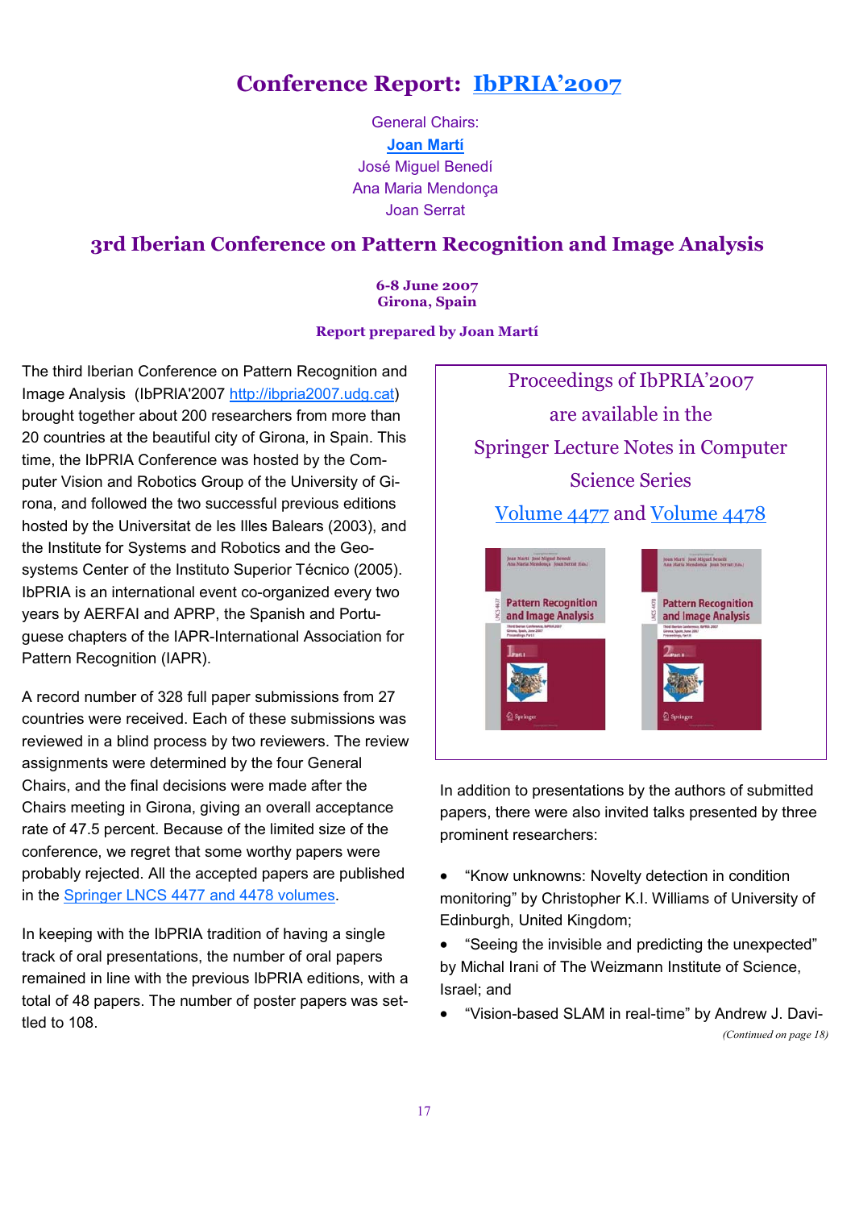# Conference Report: IbPRIA'2007

General Chairs:
Joan Martí
José Miguel Benedí
Ana Maria Mendonça
Joan Serrat

## 3rd Iberian Conference on Pattern Recognition and Image Analysis

**6-8 June 2007**
**Girona, Spain**

**Report prepared by Joan Martí**

The third Iberian Conference on Pattern Recognition and Image Analysis (IbPRIA'2007 http://ibpria2007.udg.cat) brought together about 200 researchers from more than 20 countries at the beautiful city of Girona, in Spain. This time, the IbPRIA Conference was hosted by the Computer Vision and Robotics Group of the University of Girona, and followed the two successful previous editions hosted by the Universitat de les Illes Balears (2003), and the Institute for Systems and Robotics and the Geo-systems Center of the Instituto Superior Técnico (2005). IbPRIA is an international event co-organized every two years by AERFAI and APRP, the Spanish and Portuguese chapters of the IAPR-International Association for Pattern Recognition (IAPR).

A record number of 328 full paper submissions from 27 countries were received. Each of these submissions was reviewed in a blind process by two reviewers. The review assignments were determined by the four General Chairs, and the final decisions were made after the Chairs meeting in Girona, giving an overall acceptance rate of 47.5 percent. Because of the limited size of the conference, we regret that some worthy papers were probably rejected. All the accepted papers are published in the Springer LNCS 4477 and 4478 volumes.

In keeping with the IbPRIA tradition of having a single track of oral presentations, the number of oral papers remained in line with the previous IbPRIA editions, with a total of 48 papers. The number of poster papers was settled to 108.

Proceedings of IbPRIA'2007 are available in the Springer Lecture Notes in Computer Science Series Volume 4477 and Volume 4478

In addition to presentations by the authors of submitted papers, there were also invited talks presented by three prominent researchers:

- "Know unknowns: Novelty detection in condition monitoring" by Christopher K.I. Williams of University of Edinburgh, United Kingdom;
- "Seeing the invisible and predicting the unexpected" by Michal Irani of The Weizmann Institute of Science, Israel; and
- "Vision-based SLAM in real-time" by Andrew J. Davi-

*(Continued on page 18)*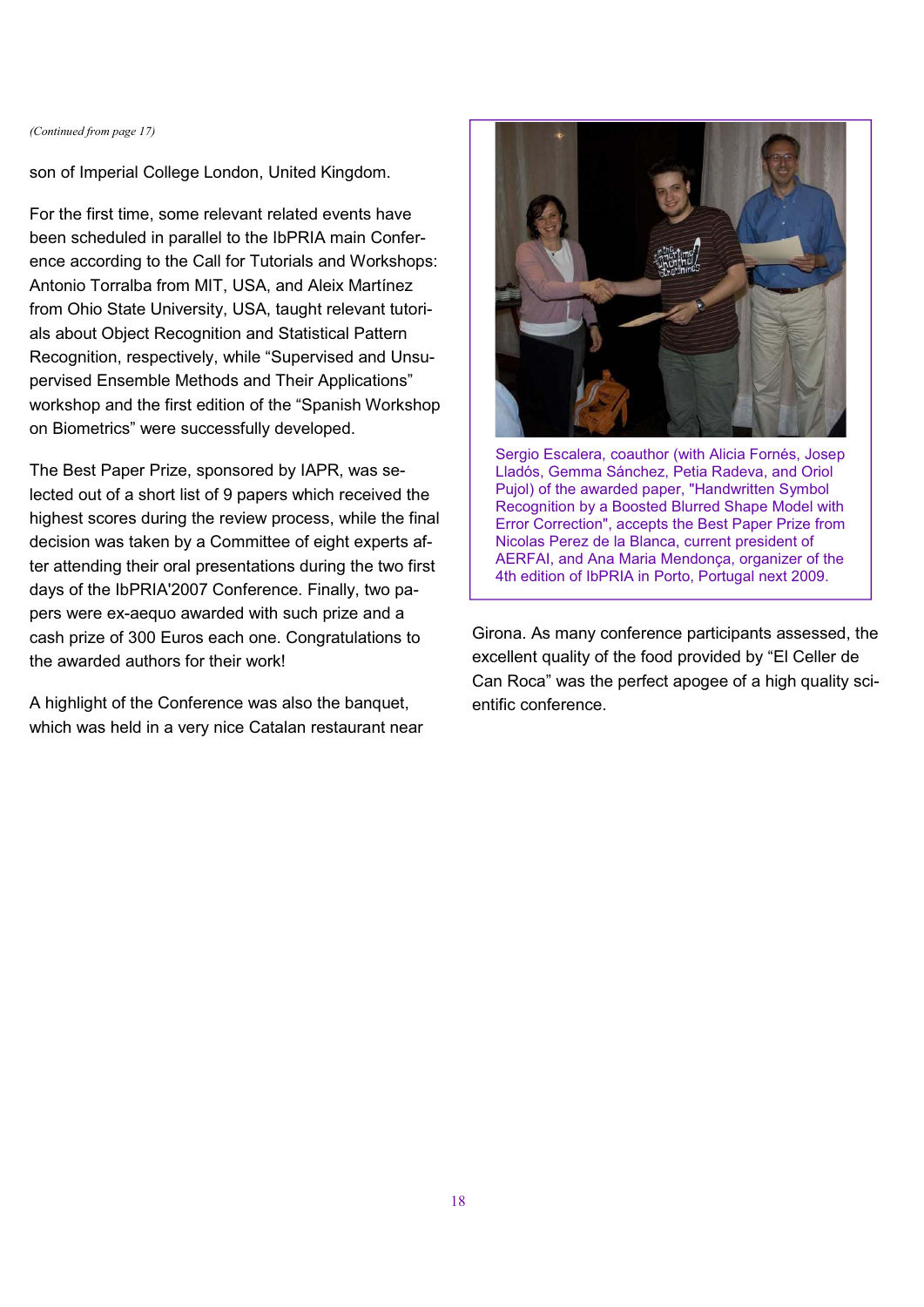*(Continued from page 17)*

son of Imperial College London, United Kingdom.

For the first time, some relevant related events have been scheduled in parallel to the IbPRIA main Conference according to the Call for Tutorials and Workshops: Antonio Torralba from MIT, USA, and Aleix Martínez from Ohio State University, USA, taught relevant tutorials about Object Recognition and Statistical Pattern Recognition, respectively, while "Supervised and Unsupervised Ensemble Methods and Their Applications" workshop and the first edition of the "Spanish Workshop on Biometrics" were successfully developed.

The Best Paper Prize, sponsored by IAPR, was selected out of a short list of 9 papers which received the highest scores during the review process, while the final decision was taken by a Committee of eight experts after attending their oral presentations during the two first days of the IbPRIA'2007 Conference. Finally, two papers were ex-aequo awarded with such prize and a cash prize of 300 Euros each one. Congratulations to the awarded authors for their work!

A highlight of the Conference was also the banquet, which was held in a very nice Catalan restaurant near Girona. As many conference participants assessed, the excellent quality of the food provided by "El Celler de Can Roca" was the perfect apogee of a high quality scientific conference.

Sergio Escalera, coauthor (with Alicia Fornés, Josep Lladós, Gemma Sánchez, Petia Radeva, and Oriol Pujol) of the awarded paper, "Handwritten Symbol Recognition by a Boosted Blurred Shape Model with Error Correction", accepts the Best Paper Prize from Nicolas Perez de la Blanca, current president of AERFAI, and Ana Maria Mendonça, organizer of the 4th edition of IbPRIA in Porto, Portugal next 2009.